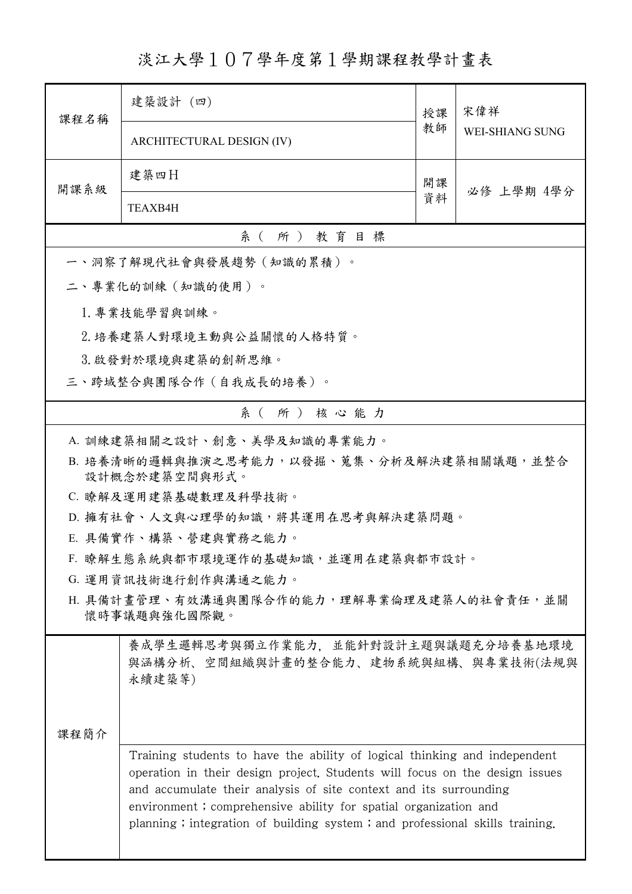# 淡江大學１０７學年度第１學期課程教學計畫表

| 課程名稱 | 建築設計（四） | 授課教師 | 宋偉祥 |
|---|---|---|---|
| | ARCHITECTURAL DESIGN (IV) | | WEI-SHIANG SUNG |
| 開課系級 | 建築四H | 開課資料 | 必修 上學期 4學分 |
| | TEAXB4H | | |

## 系（所）教育目標

一、洞察了解現代社會與發展趨勢（知識的累積）。

二、專業化的訓練（知識的使用）。

1. 專業技能學習與訓練。
2. 培養建築人對環境主動與公益關懷的人格特質。
3. 啟發對於環境與建築的創新思維。

三、跨域整合與團隊合作（自我成長的培養）。

## 系（所）核心能力

A. 訓練建築相關之設計、創意、美學及知識的專業能力。

B. 培養清晰的邏輯與推演之思考能力，以發掘、蒐集、分析及解決建築相關議題，並整合設計概念於建築空間與形式。

C. 瞭解及運用建築基礎數理及科學技術。

D. 擁有社會、人文與心理學的知識，將其運用在思考與解決建築問題。

E. 具備實作、構築、營建與實務之能力。

F. 瞭解生態系統與都市環境運作的基礎知識，並運用在建築與都市設計。

G. 運用資訊技術進行創作與溝通之能力。

H. 具備計畫管理、有效溝通與團隊合作的能力，理解專業倫理及建築人的社會責任，並關懷時事議題與強化國際觀。

## 課程簡介

養成學生邏輯思考與獨立作業能力，並能針對設計主題與議題充分培養基地環境與涵構分析、空間組織與計畫的整合能力、建物系統與組構、與專業技術(法規與永續建築等)

Training students to have the ability of logical thinking and independent operation in their design project. Students will focus on the design issues and accumulate their analysis of site context and its surrounding environment；comprehensive ability for spatial organization and planning；integration of building system；and professional skills training.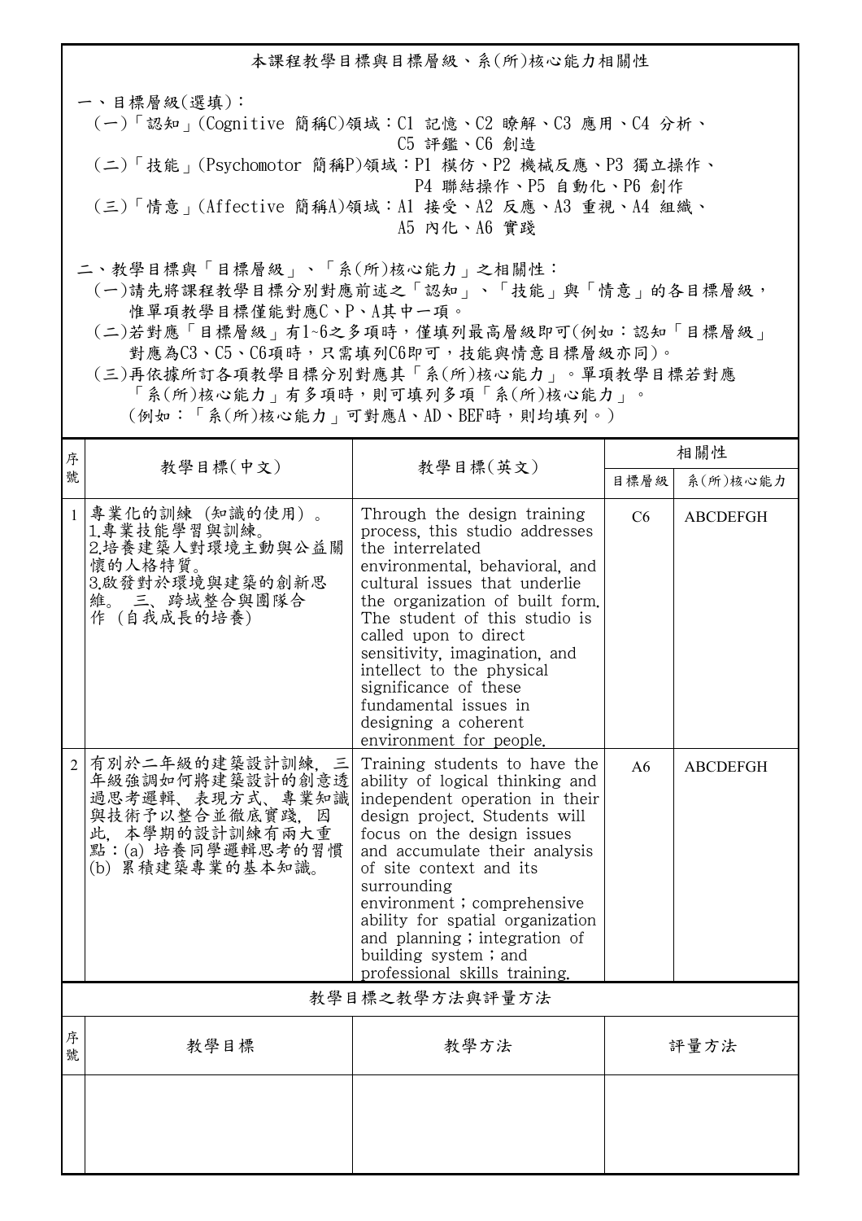## 本課程教學目標與目標層級、系(所)核心能力相關性

一、目標層級(選填)：

(一)「認知」(Cognitive 簡稱C)領域：C1 記憶、C2 瞭解、C3 應用、C4 分析、C5 評鑑、C6 創造

(二)「技能」(Psychomotor 簡稱P)領域：P1 模仿、P2 機械反應、P3 獨立操作、P4 聯結操作、P5 自動化、P6 創作

(三)「情意」(Affective 簡稱A)領域：A1 接受、A2 反應、A3 重視、A4 組織、A5 內化、A6 實踐

二、教學目標與「目標層級」、「系(所)核心能力」之相關性：

(一)請先將課程教學目標分別對應前述之「認知」、「技能」與「情意」的各目標層級，惟單項教學目標僅能對應C、P、A其中一項。

(二)若對應「目標層級」有1~6之多項時，僅填列最高層級即可(例如：認知「目標層級」對應為C3、C5、C6項時，只需填列C6即可，技能與情意目標層級亦同)。

(三)再依據所訂各項教學目標分別對應其「系(所)核心能力」。單項教學目標若對應「系(所)核心能力」有多項時，則可填列多項「系(所)核心能力」。(例如：「系(所)核心能力」可對應A、AD、BEF時，則均填列。)

| 序號 | 教學目標(中文) | 教學目標(英文) | 相關性 | |
|---|---|---|---|---|
| | | | 目標層級 | 系(所)核心能力 |
| 1 | 專業化的訓練 (知識的使用)。<br>1.專業技能學習與訓練。<br>2.培養建築人對環境主動與公益關懷的人格特質。<br>3.啟發對於環境與建築的創新思維。 三、跨域整合與團隊合作 (自我成長的培養) | Through the design training process, this studio addresses the interrelated environmental, behavioral, and cultural issues that underlie the organization of built form. The student of this studio is called upon to direct sensitivity, imagination, and intellect to the physical significance of these fundamental issues in designing a coherent environment for people. | C6 | ABCDEFGH |
| 2 | 有別於二年級的建築設計訓練，三年級強調如何將建築設計的創意透過思考邏輯、表現方式、專業知識與技術予以整合並徹底實踐，因此，本學期的設計訓練有兩大重點：(a) 培養同學邏輯思考的習慣 (b) 累積建築專業的基本知識。 | Training students to have the ability of logical thinking and independent operation in their design project. Students will focus on the design issues and accumulate their analysis of site context and its surrounding environment；comprehensive ability for spatial organization and planning；integration of building system；and professional skills training. | A6 | ABCDEFGH |

## 教學目標之教學方法與評量方法

| 序號 | 教學目標 | 教學方法 | 評量方法 |
|---|---|---|---|
| | | | |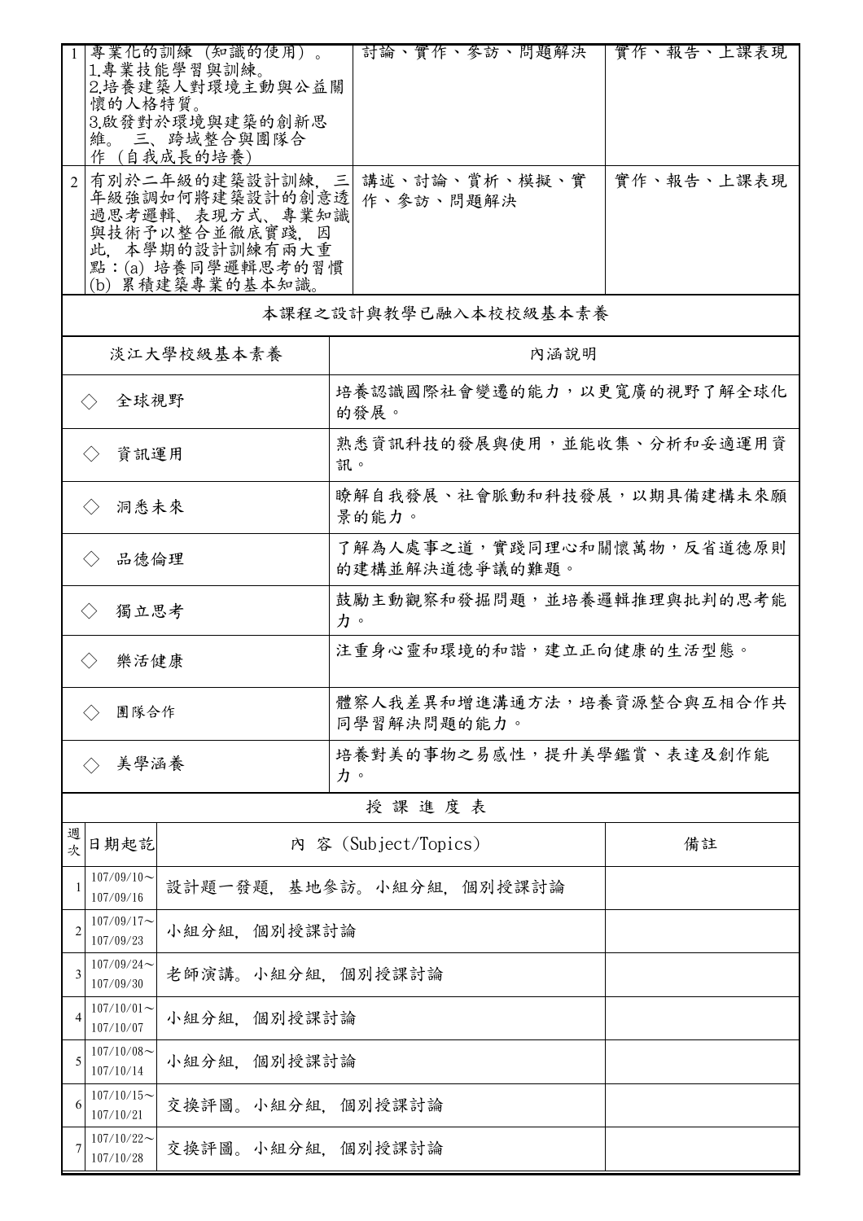| | | | |
|---|---|---|---|
| 1 | 專業化的訓練（知識的使用）。<br>1.專業技能學習與訓練。<br>2.培養建築人對環境主動與公益關懷的人格特質。<br>3.啟發對於環境與建築的創新思維。 三、跨域整合與團隊合作（自我成長的培養） | 討論、實作、參訪、問題解決 | 實作、報告、上課表現 |
| 2 | 有別於二年級的建築設計訓練，三年級強調如何將建築設計的創意透過思考邏輯、表現方式、專業知識與技術予以整合並徹底實踐，因此，本學期的設計訓練有兩大重點：(a) 培養同學邏輯思考的習慣 (b) 累積建築專業的基本知識。 | 講述、討論、賞析、模擬、實作、參訪、問題解決 | 實作、報告、上課表現 |

本課程之設計與教學已融入本校校級基本素養

| 淡江大學校級基本素養 | 內涵說明 |
|---|---|
| ◇ 全球視野 | 培養認識國際社會變遷的能力，以更寬廣的視野了解全球化的發展。 |
| ◇ 資訊運用 | 熟悉資訊科技的發展與使用，並能收集、分析和妥適運用資訊。 |
| ◇ 洞悉未來 | 瞭解自我發展、社會脈動和科技發展，以期具備建構未來願景的能力。 |
| ◇ 品德倫理 | 了解為人處事之道，實踐同理心和關懷萬物，反省道德原則的建構並解決道德爭議的難題。 |
| ◇ 獨立思考 | 鼓勵主動觀察和發掘問題，並培養邏輯推理與批判的思考能力。 |
| ◇ 樂活健康 | 注重身心靈和環境的和諧，建立正向健康的生活型態。 |
| ◇ 團隊合作 | 體察人我差異和增進溝通方法，培養資源整合與互相合作共同學習解決問題的能力。 |
| ◇ 美學涵養 | 培養對美的事物之易感性，提升美學鑑賞、表達及創作能力。 |

授 課 進 度 表

| 週次 | 日期起訖 | 內 容 (Subject/Topics) | 備註 |
|---|---|---|---|
| 1 | 107/09/10～107/09/16 | 設計題一發題, 基地參訪。小組分組, 個別授課討論 | |
| 2 | 107/09/17～107/09/23 | 小組分組, 個別授課討論 | |
| 3 | 107/09/24～107/09/30 | 老師演講。小組分組, 個別授課討論 | |
| 4 | 107/10/01～107/10/07 | 小組分組, 個別授課討論 | |
| 5 | 107/10/08～107/10/14 | 小組分組, 個別授課討論 | |
| 6 | 107/10/15～107/10/21 | 交換評圖。小組分組, 個別授課討論 | |
| 7 | 107/10/22～107/10/28 | 交換評圖。小組分組, 個別授課討論 | |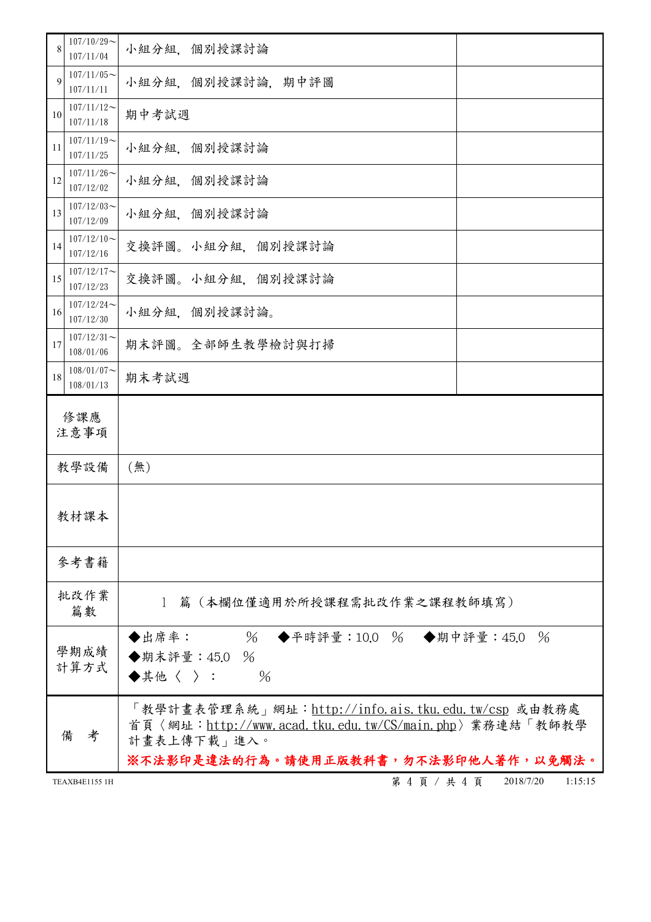| | | | |
|---|---|---|---|
| 8 | 107/10/29～107/11/04 | 小組分組, 個別授課討論 | |
| 9 | 107/11/05～107/11/11 | 小組分組, 個別授課討論, 期中評圖 | |
| 10 | 107/11/12～107/11/18 | 期中考試週 | |
| 11 | 107/11/19～107/11/25 | 小組分組, 個別授課討論 | |
| 12 | 107/11/26～107/12/02 | 小組分組, 個別授課討論 | |
| 13 | 107/12/03～107/12/09 | 小組分組, 個別授課討論 | |
| 14 | 107/12/10～107/12/16 | 交換評圖。小組分組, 個別授課討論 | |
| 15 | 107/12/17～107/12/23 | 交換評圖。小組分組, 個別授課討論 | |
| 16 | 107/12/24～107/12/30 | 小組分組, 個別授課討論。 | |
| 17 | 107/12/31～108/01/06 | 期末評圖。全部師生教學檢討與打掃 | |
| 18 | 108/01/07～108/01/13 | 期末考試週 | |

| | |
|---|---|
| 修課應注意事項 | |
| 教學設備 | (無) |
| 教材課本 | |
| 參考書籍 | |
| 批改作業篇數 | 1 篇（本欄位僅適用於所授課程需批改作業之課程教師填寫） |
| 學期成績計算方式 | ◆出席率： ％ ◆平時評量：10.0 ％ ◆期中評量：45.0 ％<br>◆期末評量：45.0 ％<br>◆其他〈 〉： ％ |
| 備　考 | 「教學計畫表管理系統」網址：http://info.ais.tku.edu.tw/csp 或由教務處首頁〈網址：http://www.acad.tku.edu.tw/CS/main.php〉業務連結「教師教學計畫表上傳下載」進入。<br>**※不法影印是違法的行為。請使用正版教科書，勿不法影印他人著作，以免觸法。** |

TEAXB4E1155 1H　　2018/7/20　1:15:15